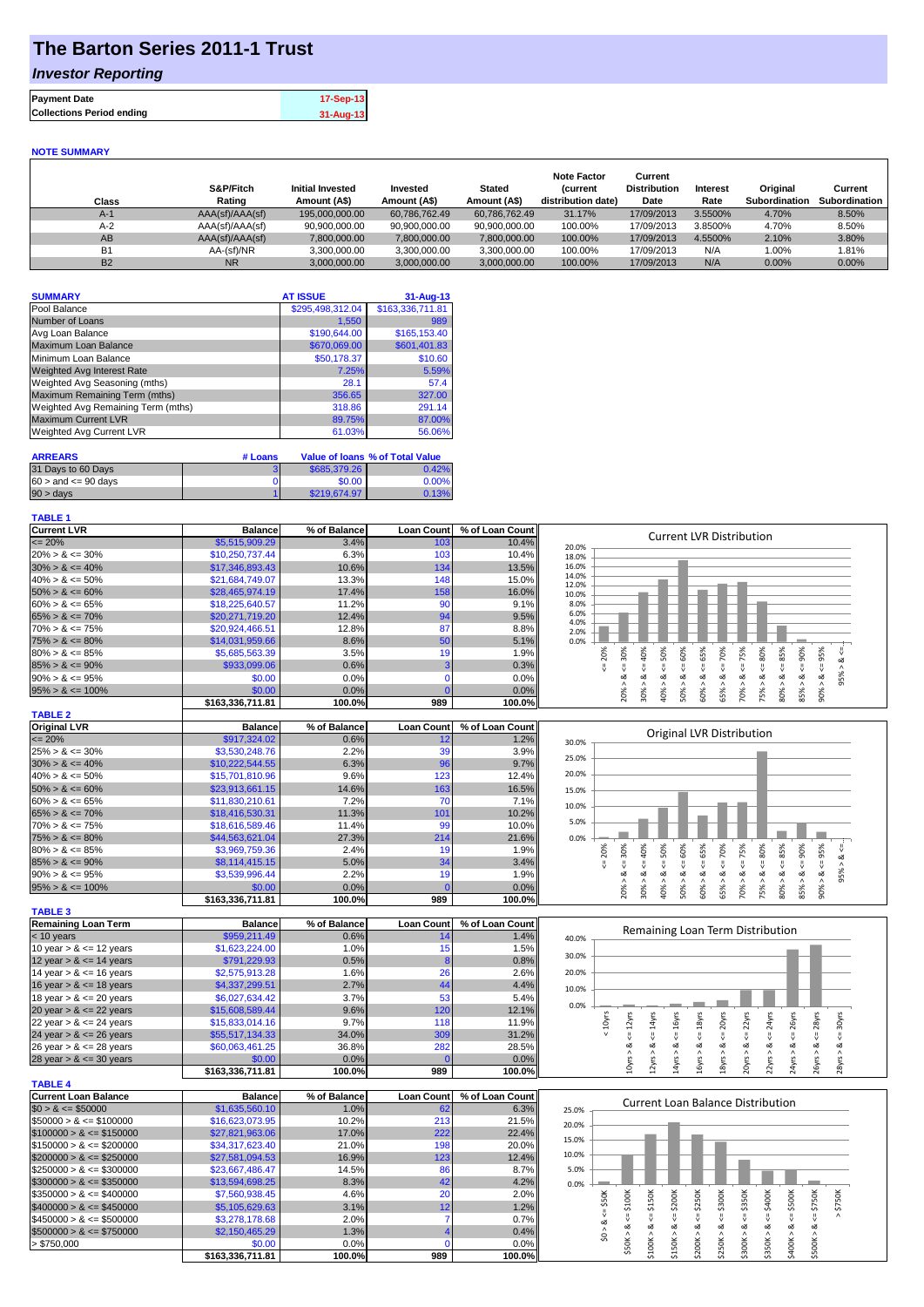# The Barton Series 2011-1 Trust

## *Investor Reporting*

| | |
|---|---|
| **Payment Date** | 17-Sep-13 |
| **Collections Period ending** | 31-Aug-13 |

### NOTE SUMMARY

| Class | S&P/Fitch Rating | Initial Invested Amount (A$) | Invested Amount (A$) | Stated Amount (A$) | Note Factor (current distribution date) | Current Distribution Date | Interest Rate | Original Subordination | Current Subordination |
|---|---|---|---|---|---|---|---|---|---|
| A-1 | AAA(sf)/AAA(sf) | 195,000,000.00 | 60,786,762.49 | 60,786,762.49 | 31.17% | 17/09/2013 | 3.5500% | 4.70% | 8.50% |
| A-2 | AAA(sf)/AAA(sf) | 90,900,000.00 | 90,900,000.00 | 90,900,000.00 | 100.00% | 17/09/2013 | 3.8500% | 4.70% | 8.50% |
| AB | AAA(sf)/AAA(sf) | 7,800,000.00 | 7,800,000.00 | 7,800,000.00 | 100.00% | 17/09/2013 | 4.5500% | 2.10% | 3.80% |
| B1 | AA-(sf)/NR | 3,300,000.00 | 3,300,000.00 | 3,300,000.00 | 100.00% | 17/09/2013 | N/A | 1.00% | 1.81% |
| B2 | NR | 3,000,000.00 | 3,000,000.00 | 3,000,000.00 | 100.00% | 17/09/2013 | N/A | 0.00% | 0.00% |

| SUMMARY | AT ISSUE | 31-Aug-13 |
|---|---|---|
| Pool Balance | $295,498,312.04 | $163,336,711.81 |
| Number of Loans | 1,550 | 989 |
| Avg Loan Balance | $190,644.00 | $165,153.40 |
| Maximum Loan Balance | $670,069.00 | $601,401.83 |
| Minimum Loan Balance | $50,178.37 | $10.60 |
| Weighted Avg Interest Rate | 7.25% | 5.59% |
| Weighted Avg Seasoning (mths) | 28.1 | 57.4 |
| Maximum Remaining Term (mths) | 356.65 | 327.00 |
| Weighted Avg Remaining Term (mths) | 318.86 | 291.14 |
| Maximum Current LVR | 89.75% | 87.00% |
| Weighted Avg Current LVR | 61.03% | 56.06% |

| ARREARS | # Loans | Value of loans | % of Total Value |
|---|---|---|---|
| 31 Days to 60 Days | 3 | $685,379.26 | 0.42% |
| $60 >$ and $<= 90$ days | 0 | $0.00 | 0.00% |
| 90 > days | 1 | $219,674.97 | 0.13% |

### TABLE 1

| Current LVR | Balance | % of Balance | Loan Count | % of Loan Count |
|---|---|---|---|---|
| <= 20% | $5,515,909.29 | 3.4% | 103 | 10.4% |
| 20% > & <= 30% | $10,250,737.44 | 6.3% | 103 | 10.4% |
| 30% > & <= 40% | $17,346,893.43 | 10.6% | 134 | 13.5% |
| 40% > & <= 50% | $21,684,749.07 | 13.3% | 148 | 15.0% |
| 50% > & <= 60% | $28,465,974.19 | 17.4% | 158 | 16.0% |
| 60% > & <= 65% | $18,225,640.57 | 11.2% | 90 | 9.1% |
| 65% > & <= 70% | $20,271,719.20 | 12.4% | 94 | 9.5% |
| 70% > & <= 75% | $20,924,466.51 | 12.8% | 87 | 8.8% |
| 75% > & <= 80% | $14,031,959.66 | 8.6% | 50 | 5.1% |
| 80% > & <= 85% | $5,685,563.39 | 3.5% | 19 | 1.9% |
| 85% > & <= 90% | $933,099.06 | 0.6% | 3 | 0.3% |
| 90% > & <= 95% | $0.00 | 0.0% | 0 | 0.0% |
| 95% > & <= 100% | $0.00 | 0.0% | 0 | 0.0% |
| | $163,336,711.81 | 100.0% | 989 | 100.0% |

### TABLE 2

| Original LVR | Balance | % of Balance | Loan Count | % of Loan Count |
|---|---|---|---|---|
| <= 20% | $917,324.02 | 0.6% | 12 | 1.2% |
| 25% > & <= 30% | $3,530,248.76 | 2.2% | 39 | 3.9% |
| 30% > & <= 40% | $10,222,544.55 | 6.3% | 96 | 9.7% |
| 40% > & <= 50% | $15,701,810.96 | 9.6% | 123 | 12.4% |
| 50% > & <= 60% | $23,913,661.15 | 14.6% | 163 | 16.5% |
| 60% > & <= 65% | $11,830,210.61 | 7.2% | 70 | 7.1% |
| 65% > & <= 70% | $18,416,530.31 | 11.3% | 101 | 10.2% |
| 70% > & <= 75% | $18,616,589.46 | 11.4% | 99 | 10.0% |
| 75% > & <= 80% | $44,563,621.04 | 27.3% | 214 | 21.6% |
| 80% > & <= 85% | $3,969,759.36 | 2.4% | 19 | 1.9% |
| 85% > & <= 90% | $8,114,415.15 | 5.0% | 34 | 3.4% |
| 90% > & <= 95% | $3,539,996.44 | 2.2% | 19 | 1.9% |
| 95% > & <= 100% | $0.00 | 0.0% | 0 | 0.0% |
| | $163,336,711.81 | 100.0% | 989 | 100.0% |

### TABLE 3

| Remaining Loan Term | Balance | % of Balance | Loan Count | % of Loan Count |
|---|---|---|---|---|
| < 10 years | $959,211.49 | 0.6% | 14 | 1.4% |
| 10 year > & <= 12 years | $1,623,224.00 | 1.0% | 15 | 1.5% |
| 12 year > & <= 14 years | $791,229.93 | 0.5% | 8 | 0.8% |
| 14 year > & <= 16 years | $2,575,913.28 | 1.6% | 26 | 2.6% |
| 16 year > & <= 18 years | $4,337,299.51 | 2.7% | 44 | 4.4% |
| 18 year > & <= 20 years | $6,027,634.42 | 3.7% | 53 | 5.4% |
| 20 year > & <= 22 years | $15,608,589.44 | 9.6% | 120 | 12.1% |
| 22 year > & <= 24 years | $15,833,014.16 | 9.7% | 118 | 11.9% |
| 24 year > & <= 26 years | $55,517,134.33 | 34.0% | 309 | 31.2% |
| 26 year > & <= 28 years | $60,063,461.25 | 36.8% | 282 | 28.5% |
| 28 year > & <= 30 years | $0.00 | 0.0% | 0 | 0.0% |
| | $163,336,711.81 | 100.0% | 989 | 100.0% |

### TABLE 4

| Current Loan Balance | Balance | % of Balance | Loan Count | % of Loan Count |
|---|---|---|---|---|
| $0 > & <= $50000 | $1,635,560.10 | 1.0% | 62 | 6.3% |
| $50000 > & <= $100000 | $16,623,073.95 | 10.2% | 213 | 21.5% |
| $100000 > & <= $150000 | $27,821,963.06 | 17.0% | 222 | 22.4% |
| $150000 > & <= $200000 | $34,317,623.40 | 21.0% | 198 | 20.0% |
| $200000 > & <= $250000 | $27,581,094.53 | 16.9% | 123 | 12.4% |
| $250000 > & <= $300000 | $23,667,486.47 | 14.5% | 86 | 8.7% |
| $300000 > & <= $350000 | $13,594,698.25 | 8.3% | 42 | 4.2% |
| $350000 > & <= $400000 | $7,560,938.45 | 4.6% | 20 | 2.0% |
| $400000 > & <= $450000 | $5,105,629.63 | 3.1% | 12 | 1.2% |
| $450000 > & <= $500000 | $3,278,178.68 | 2.0% | 7 | 0.7% |
| $500000 > & <= $750000 | $2,150,465.29 | 1.3% | 4 | 0.4% |
| > $750,000 | $0.00 | 0.0% | 0 | 0.0% |
| | $163,336,711.81 | 100.0% | 989 | 100.0% |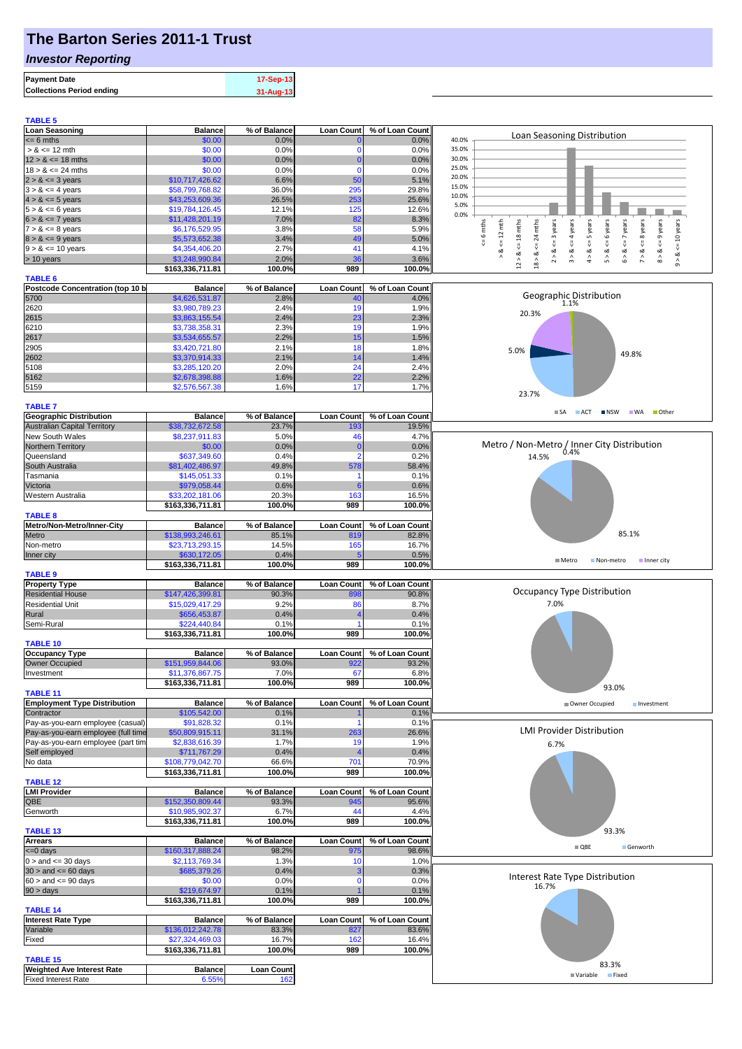# The Barton Series 2011-1 Trust

## *Investor Reporting*

| | |
|---|---|
| **Payment Date** | 17-Sep-13 |
| **Collections Period ending** | 31-Aug-13 |

**TABLE 5**

| Loan Seasoning | Balance | % of Balance | Loan Count | % of Loan Count |
|---|---|---|---|---|
| <= 6 mths | $0.00 | 0.0% | 0 | 0.0% |
| > & <= 12 mth | $0.00 | 0.0% | 0 | 0.0% |
| 12 > & <= 18 mths | $0.00 | 0.0% | 0 | 0.0% |
| 18 > & <= 24 mths | $0.00 | 0.0% | 0 | 0.0% |
| 2 > & <= 3 years | $10,717,426.62 | 6.6% | 50 | 5.1% |
| 3 > & <= 4 years | $58,799,768.82 | 36.0% | 295 | 29.8% |
| 4 > & <= 5 years | $43,253,609.36 | 26.5% | 253 | 25.6% |
| 5 > & <= 6 years | $19,784,126.45 | 12.1% | 125 | 12.6% |
| 6 > & <= 7 years | $11,428,201.19 | 7.0% | 82 | 8.3% |
| 7 > & <= 8 years | $6,176,529.95 | 3.8% | 58 | 5.9% |
| 8 > & <= 9 years | $5,573,652.38 | 3.4% | 49 | 5.0% |
| 9 > & <= 10 years | $4,354,406.20 | 2.7% | 41 | 4.1% |
| > 10 years | $3,248,990.84 | 2.0% | 36 | 3.6% |
| | $163,336,711.81 | 100.0% | 989 | 100.0% |

Loan Seasoning Distribution
40.0%
35.0%
30.0%
25.0%
20.0%
15.0%
10.0%
5.0%
0.0%
<= 6 mths
> & <= 12 mth
12 > & <= 18 mths
18 > & <= 24 mths
2 > & <= 3 years
3 > & <= 4 years
4 > & <= 5 years
5 > & <= 6 years
6 > & <= 7 years
7 > & <= 8 years
8 > & <= 9 years
9 > & <= 10 years

**TABLE 6**

| Postcode Concentration (top 10 by value) | Balance | % of Balance | Loan Count | % of Loan Count |
|---|---|---|---|---|
| 5700 | $4,626,531.87 | 2.8% | 40 | 4.0% |
| 2620 | $3,980,789.23 | 2.4% | 19 | 1.9% |
| 2615 | $3,863,155.54 | 2.4% | 23 | 2.3% |
| 6210 | $3,738,358.31 | 2.3% | 19 | 1.9% |
| 2617 | $3,534,655.57 | 2.2% | 15 | 1.5% |
| 2905 | $3,420,721.80 | 2.1% | 18 | 1.8% |
| 2602 | $3,370,914.33 | 2.1% | 14 | 1.4% |
| 5108 | $3,285,120.20 | 2.0% | 24 | 2.4% |
| 5162 | $2,678,398.88 | 1.6% | 22 | 2.2% |
| 5159 | $2,576,567.38 | 1.6% | 17 | 1.7% |

Geographic Distribution
1.1%
20.3%
5.0%
49.8%
23.7%
SA ACT NSW WA Other

**TABLE 7**

| Geographic Distribution | Balance | % of Balance | Loan Count | % of Loan Count |
|---|---|---|---|---|
| Australian Capital Territory | $38,732,672.58 | 23.7% | 193 | 19.5% |
| New South Wales | $8,237,911.83 | 5.0% | 46 | 4.7% |
| Northern Territory | $0.00 | 0.0% | 0 | 0.0% |
| Queensland | $637,349.60 | 0.4% | 2 | 0.2% |
| South Australia | $81,402,486.97 | 49.8% | 578 | 58.4% |
| Tasmania | $145,051.33 | 0.1% | 1 | 0.1% |
| Victoria | $979,058.44 | 0.6% | 6 | 0.6% |
| Western Australia | $33,202,181.06 | 20.3% | 163 | 16.5% |
| | $163,336,711.81 | 100.0% | 989 | 100.0% |

Metro / Non-Metro / Inner City Distribution
0.4%
14.5%
85.1%
Metro Non-metro Inner city

**TABLE 8**

| Metro/Non-Metro/Inner-City | Balance | % of Balance | Loan Count | % of Loan Count |
|---|---|---|---|---|
| Metro | $138,993,246.61 | 85.1% | 819 | 82.8% |
| Non-metro | $23,713,293.15 | 14.5% | 165 | 16.7% |
| Inner city | $630,172.05 | 0.4% | 5 | 0.5% |
| | $163,336,711.81 | 100.0% | 989 | 100.0% |

**TABLE 9**

| Property Type | Balance | % of Balance | Loan Count | % of Loan Count |
|---|---|---|---|---|
| Residential House | $147,426,399.81 | 90.3% | 898 | 90.8% |
| Residential Unit | $15,029,417.29 | 9.2% | 86 | 8.7% |
| Rural | $656,453.87 | 0.4% | 4 | 0.4% |
| Semi-Rural | $224,440.84 | 0.1% | 1 | 0.1% |
| | $163,336,711.81 | 100.0% | 989 | 100.0% |

Occupancy Type Distribution
7.0%
93.0%
Owner Occupied Investment

**TABLE 10**

| Occupancy Type | Balance | % of Balance | Loan Count | % of Loan Count |
|---|---|---|---|---|
| Owner Occupied | $151,959,844.06 | 93.0% | 922 | 93.2% |
| Investment | $11,376,867.75 | 7.0% | 67 | 6.8% |
| | $163,336,711.81 | 100.0% | 989 | 100.0% |

**TABLE 11**

| Employment Type Distribution | Balance | % of Balance | Loan Count | % of Loan Count |
|---|---|---|---|---|
| Contractor | $105,542.00 | 0.1% | 1 | 0.1% |
| Pay-as-you-earn employee (casual) | $91,828.32 | 0.1% | 1 | 0.1% |
| Pay-as-you-earn employee (full time) | $50,809,915.11 | 31.1% | 263 | 26.6% |
| Pay-as-you-earn employee (part time) | $2,838,616.39 | 1.7% | 19 | 1.9% |
| Self employed | $711,767.29 | 0.4% | 4 | 0.4% |
| No data | $108,779,042.70 | 66.6% | 701 | 70.9% |
| | $163,336,711.81 | 100.0% | 989 | 100.0% |

LMI Provider Distribution
6.7%
93.3%
QBE Genworth

**TABLE 12**

| LMI Provider | Balance | % of Balance | Loan Count | % of Loan Count |
|---|---|---|---|---|
| QBE | $152,350,809.44 | 93.3% | 945 | 95.6% |
| Genworth | $10,985,902.37 | 6.7% | 44 | 4.4% |
| | $163,336,711.81 | 100.0% | 989 | 100.0% |

**TABLE 13**

| Arrears | Balance | % of Balance | Loan Count | % of Loan Count |
|---|---|---|---|---|
| <=0 days | $160,317,888.24 | 98.2% | 975 | 98.6% |
| 0 > and <= 30 days | $2,113,769.34 | 1.3% | 10 | 1.0% |
| 30 > and <= 60 days | $685,379.26 | 0.4% | 3 | 0.3% |
| 60 > and <= 90 days | $0.00 | 0.0% | 0 | 0.0% |
| 90 > days | $219,674.97 | 0.1% | 1 | 0.1% |
| | $163,336,711.81 | 100.0% | 989 | 100.0% |

Interest Rate Type Distribution
16.7%
83.3%
Variable Fixed

**TABLE 14**

| Interest Rate Type | Balance | % of Balance | Loan Count | % of Loan Count |
|---|---|---|---|---|
| Variable | $136,012,242.78 | 83.3% | 827 | 83.6% |
| Fixed | $27,324,469.03 | 16.7% | 162 | 16.4% |
| | $163,336,711.81 | 100.0% | 989 | 100.0% |

**TABLE 15**

| Weighted Ave Interest Rate | Balance | Loan Count |
|---|---|---|
| Fixed Interest Rate | 6.55% | 162 |